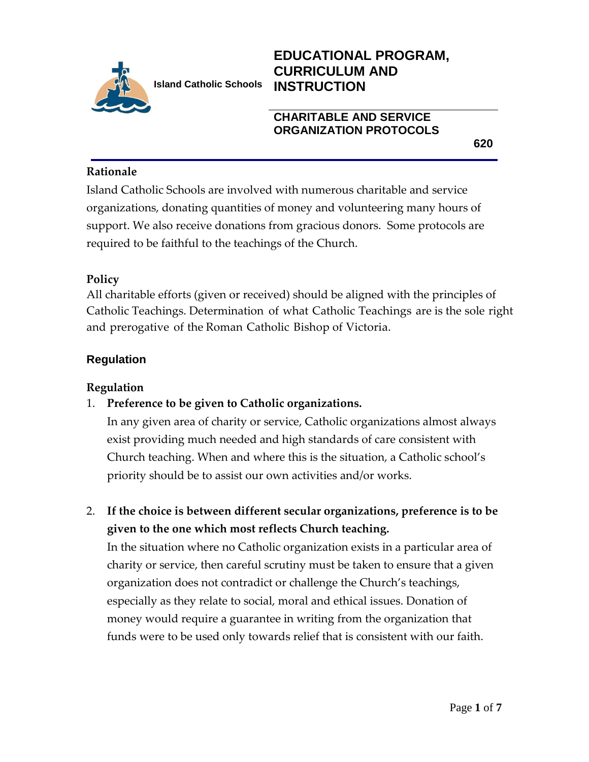Island Catholic Schools

# EDUCATIONAL PROGRAM, CURRICULUM AND INSTRUCTION

## CHARITABLE AND SERVICE ORGANIZATION PROTOCOLS

**620**

### Rationale

Island Catholic Schools are involved with numerous charitable and service organizations, donating quantities of money and volunteering many hours of support. We also receive donations from gracious donors. Some protocols are required to be faithful to the teachings of the Church.

### Policy

All charitable efforts (given or received) should be aligned with the principles of Catholic Teachings. Determination of what Catholic Teachings are is the sole right and prerogative of the Roman Catholic Bishop of Victoria.

### Regulation

### Regulation

1. **Preference to be given to Catholic organizations.**

   In any given area of charity or service, Catholic organizations almost always exist providing much needed and high standards of care consistent with Church teaching. When and where this is the situation, a Catholic school's priority should be to assist our own activities and/or works.

2. **If the choice is between different secular organizations, preference is to be given to the one which most reflects Church teaching.**

   In the situation where no Catholic organization exists in a particular area of charity or service, then careful scrutiny must be taken to ensure that a given organization does not contradict or challenge the Church's teachings, especially as they relate to social, moral and ethical issues. Donation of money would require a guarantee in writing from the organization that funds were to be used only towards relief that is consistent with our faith.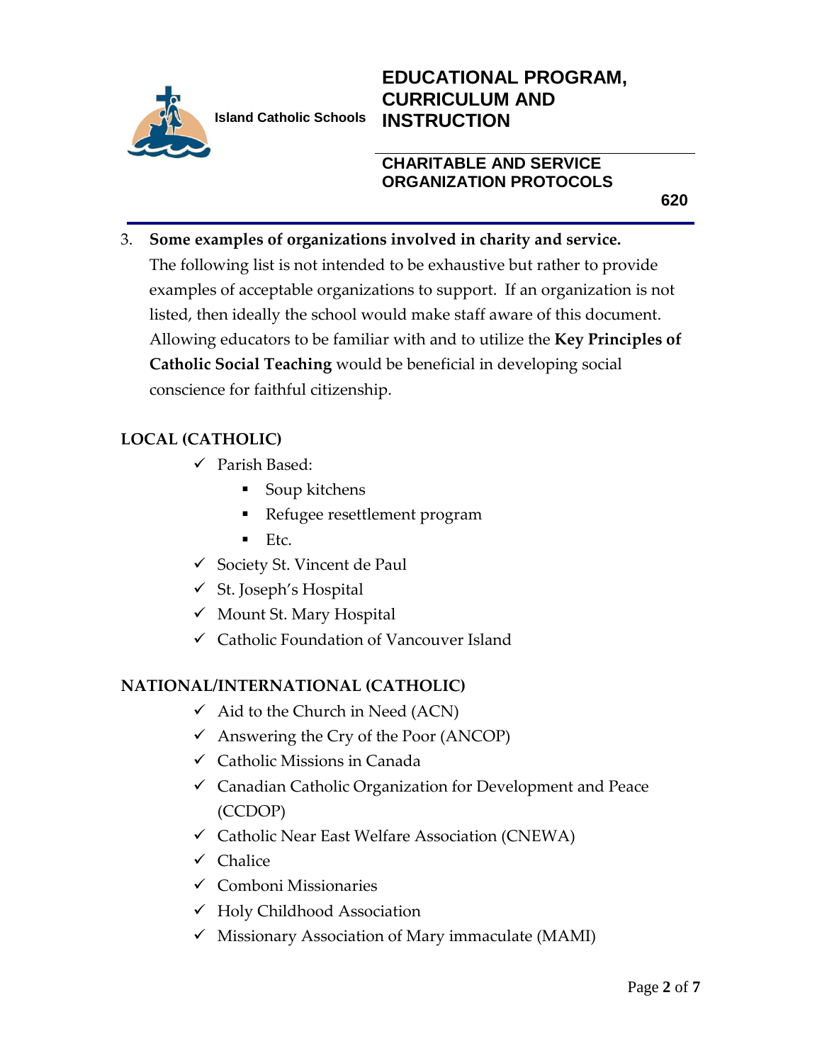3. **Some examples of organizations involved in charity and service.** The following list is not intended to be exhaustive but rather to provide examples of acceptable organizations to support. If an organization is not listed, then ideally the school would make staff aware of this document. Allowing educators to be familiar with and to utilize the **Key Principles of Catholic Social Teaching** would be beneficial in developing social conscience for faithful citizenship.

**LOCAL (CATHOLIC)**

- ✓ Parish Based:
  - Soup kitchens
  - Refugee resettlement program
  - Etc.
- ✓ Society St. Vincent de Paul
- ✓ St. Joseph's Hospital
- ✓ Mount St. Mary Hospital
- ✓ Catholic Foundation of Vancouver Island

**NATIONAL/INTERNATIONAL (CATHOLIC)**

- ✓ Aid to the Church in Need (ACN)
- ✓ Answering the Cry of the Poor (ANCOP)
- ✓ Catholic Missions in Canada
- ✓ Canadian Catholic Organization for Development and Peace (CCDOP)
- ✓ Catholic Near East Welfare Association (CNEWA)
- ✓ Chalice
- ✓ Comboni Missionaries
- ✓ Holy Childhood Association
- ✓ Missionary Association of Mary immaculate (MAMI)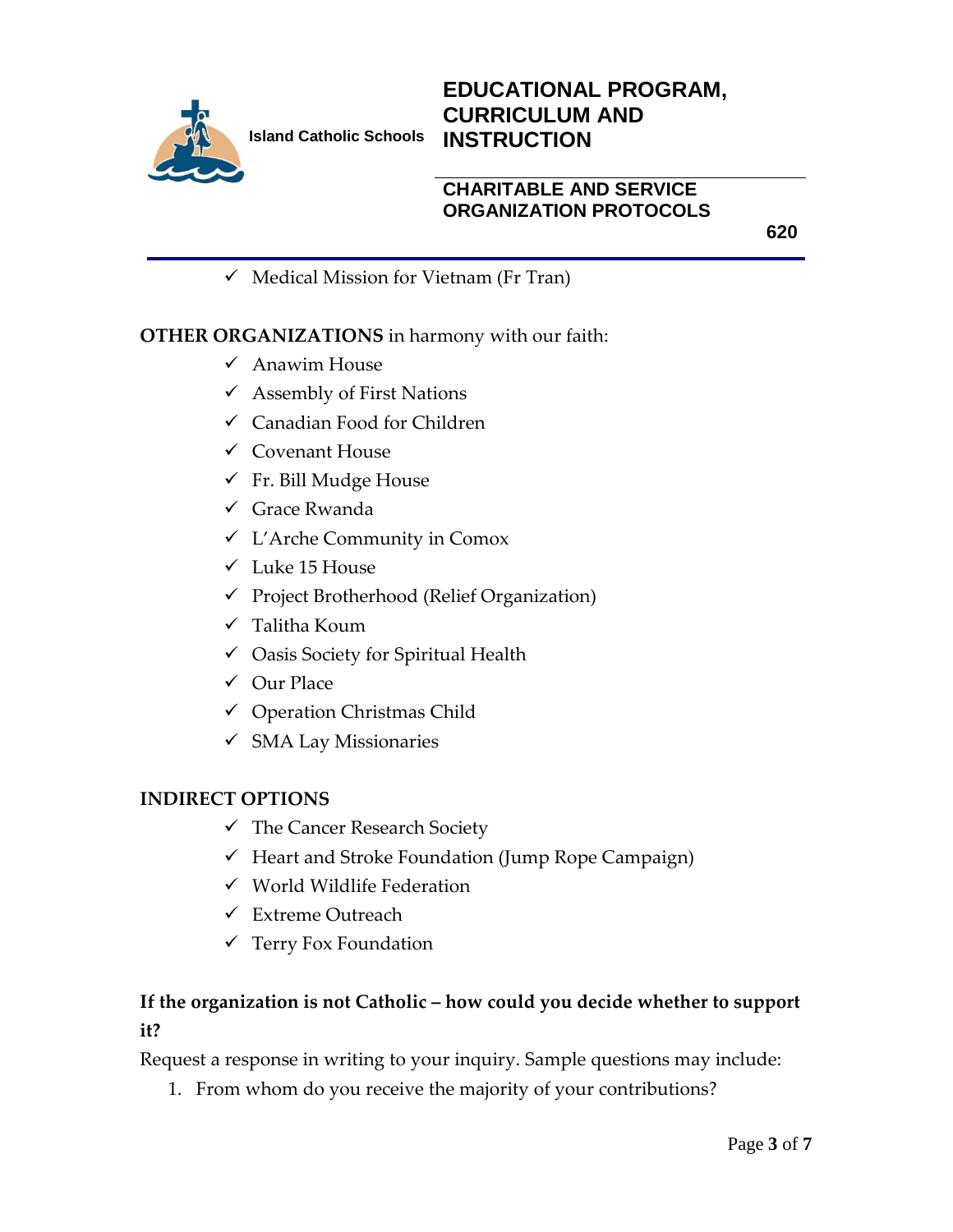- Medical Mission for Vietnam (Fr Tran)

**OTHER ORGANIZATIONS** in harmony with our faith:

- Anawim House
- Assembly of First Nations
- Canadian Food for Children
- Covenant House
- Fr. Bill Mudge House
- Grace Rwanda
- L'Arche Community in Comox
- Luke 15 House
- Project Brotherhood (Relief Organization)
- Talitha Koum
- Oasis Society for Spiritual Health
- Our Place
- Operation Christmas Child
- SMA Lay Missionaries

**INDIRECT OPTIONS**

- The Cancer Research Society
- Heart and Stroke Foundation (Jump Rope Campaign)
- World Wildlife Federation
- Extreme Outreach
- Terry Fox Foundation

**If the organization is not Catholic – how could you decide whether to support it?**

Request a response in writing to your inquiry. Sample questions may include:

1. From whom do you receive the majority of your contributions?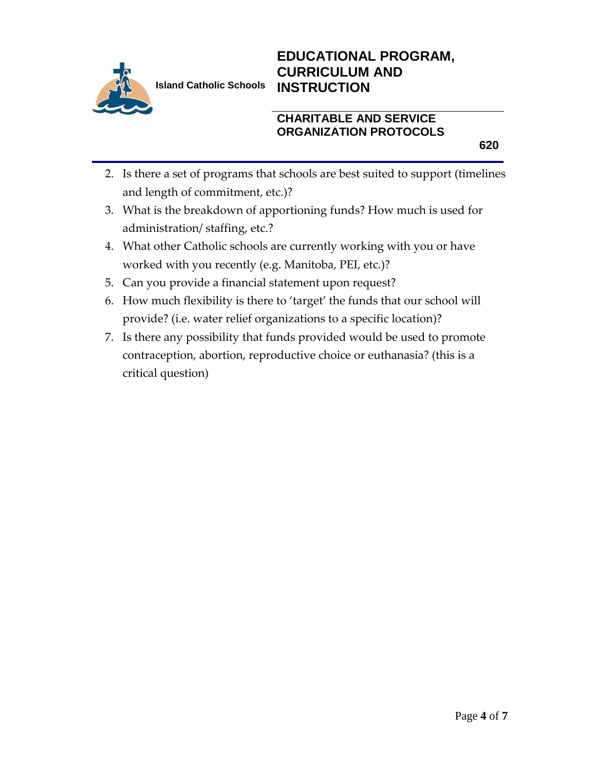2. Is there a set of programs that schools are best suited to support (timelines and length of commitment, etc.)?
3. What is the breakdown of apportioning funds? How much is used for administration/ staffing, etc.?
4. What other Catholic schools are currently working with you or have worked with you recently (e.g. Manitoba, PEI, etc.)?
5. Can you provide a financial statement upon request?
6. How much flexibility is there to 'target' the funds that our school will provide? (i.e. water relief organizations to a specific location)?
7. Is there any possibility that funds provided would be used to promote contraception, abortion, reproductive choice or euthanasia? (this is a critical question)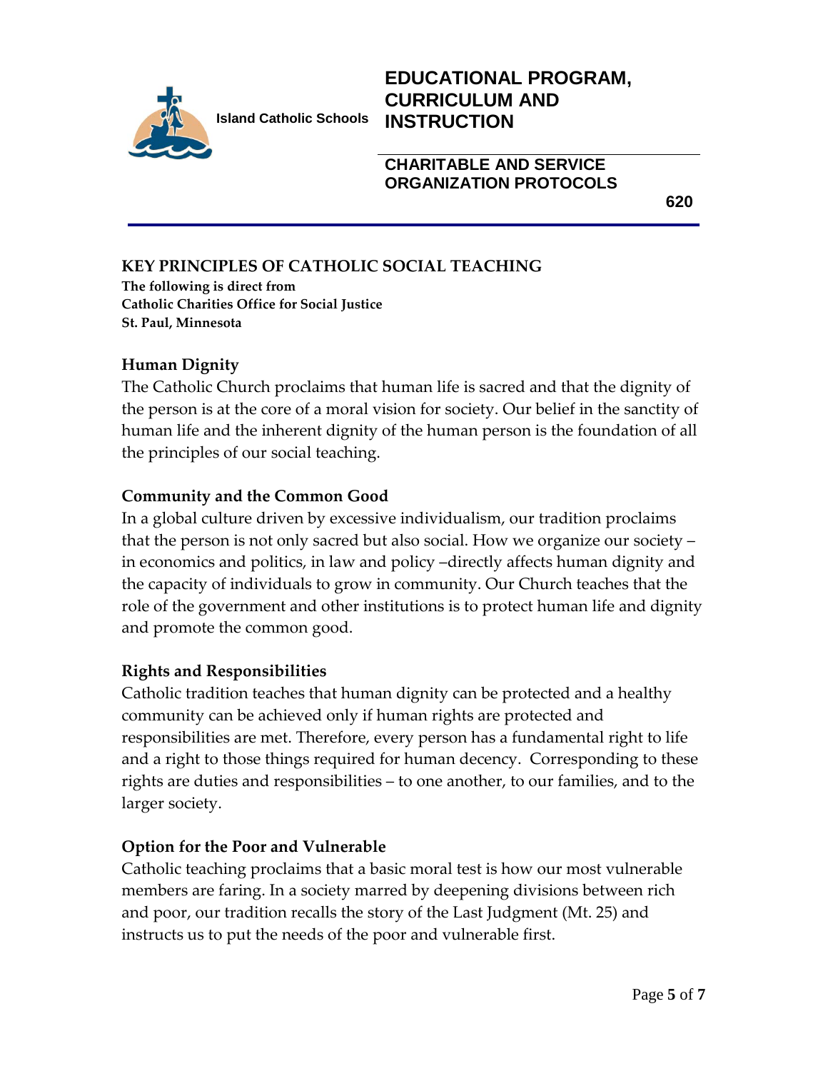## KEY PRINCIPLES OF CATHOLIC SOCIAL TEACHING

**The following is direct from**
**Catholic Charities Office for Social Justice**
**St. Paul, Minnesota**

### Human Dignity

The Catholic Church proclaims that human life is sacred and that the dignity of the person is at the core of a moral vision for society. Our belief in the sanctity of human life and the inherent dignity of the human person is the foundation of all the principles of our social teaching.

### Community and the Common Good

In a global culture driven by excessive individualism, our tradition proclaims that the person is not only sacred but also social. How we organize our society – in economics and politics, in law and policy –directly affects human dignity and the capacity of individuals to grow in community. Our Church teaches that the role of the government and other institutions is to protect human life and dignity and promote the common good.

### Rights and Responsibilities

Catholic tradition teaches that human dignity can be protected and a healthy community can be achieved only if human rights are protected and responsibilities are met. Therefore, every person has a fundamental right to life and a right to those things required for human decency. Corresponding to these rights are duties and responsibilities – to one another, to our families, and to the larger society.

### Option for the Poor and Vulnerable

Catholic teaching proclaims that a basic moral test is how our most vulnerable members are faring. In a society marred by deepening divisions between rich and poor, our tradition recalls the story of the Last Judgment (Mt. 25) and instructs us to put the needs of the poor and vulnerable first.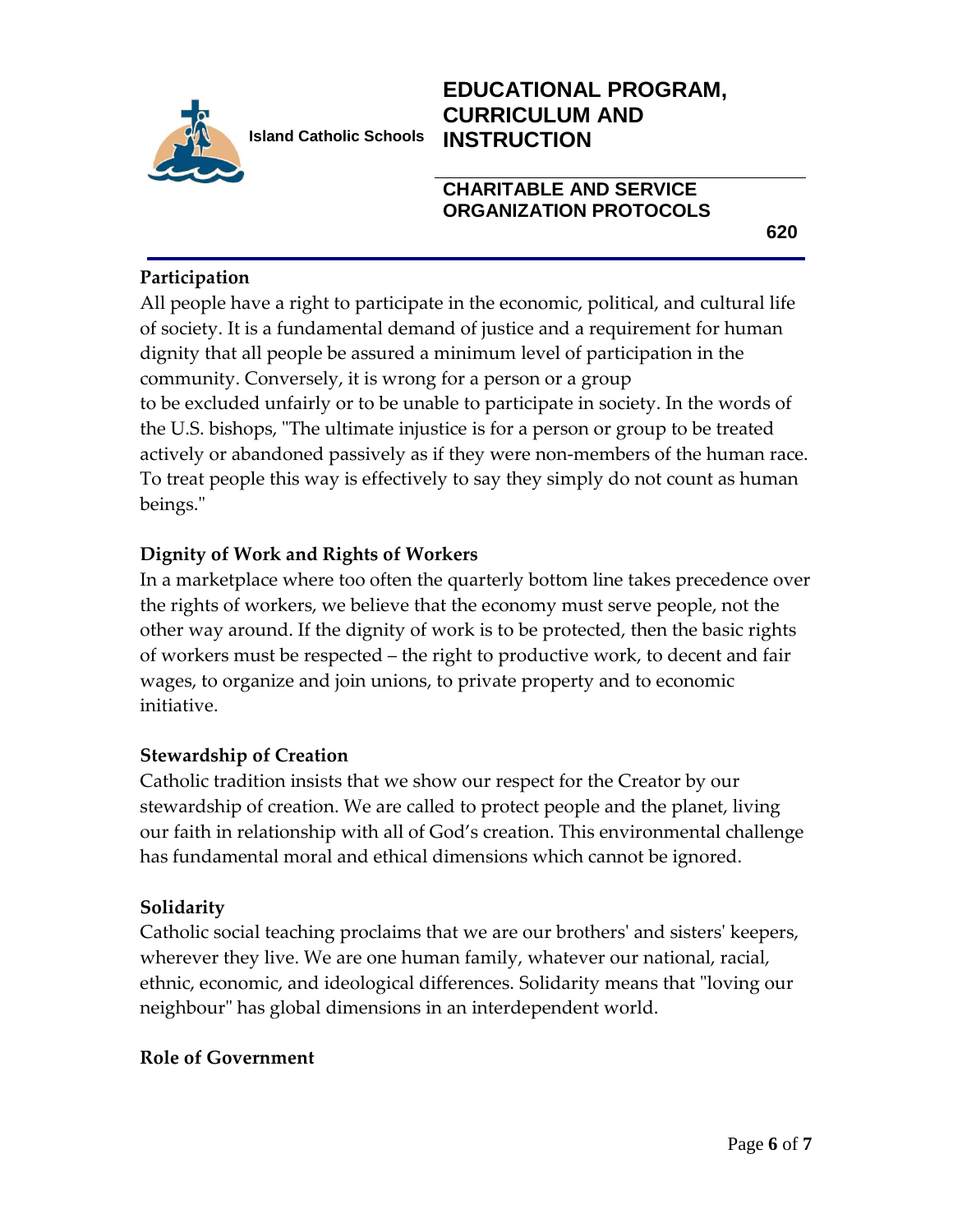## Participation

All people have a right to participate in the economic, political, and cultural life of society. It is a fundamental demand of justice and a requirement for human dignity that all people be assured a minimum level of participation in the community. Conversely, it is wrong for a person or a group to be excluded unfairly or to be unable to participate in society. In the words of the U.S. bishops, "The ultimate injustice is for a person or group to be treated actively or abandoned passively as if they were non-members of the human race. To treat people this way is effectively to say they simply do not count as human beings."

## Dignity of Work and Rights of Workers

In a marketplace where too often the quarterly bottom line takes precedence over the rights of workers, we believe that the economy must serve people, not the other way around. If the dignity of work is to be protected, then the basic rights of workers must be respected – the right to productive work, to decent and fair wages, to organize and join unions, to private property and to economic initiative.

## Stewardship of Creation

Catholic tradition insists that we show our respect for the Creator by our stewardship of creation. We are called to protect people and the planet, living our faith in relationship with all of God's creation. This environmental challenge has fundamental moral and ethical dimensions which cannot be ignored.

## Solidarity

Catholic social teaching proclaims that we are our brothers' and sisters' keepers, wherever they live. We are one human family, whatever our national, racial, ethnic, economic, and ideological differences. Solidarity means that "loving our neighbour" has global dimensions in an interdependent world.

## Role of Government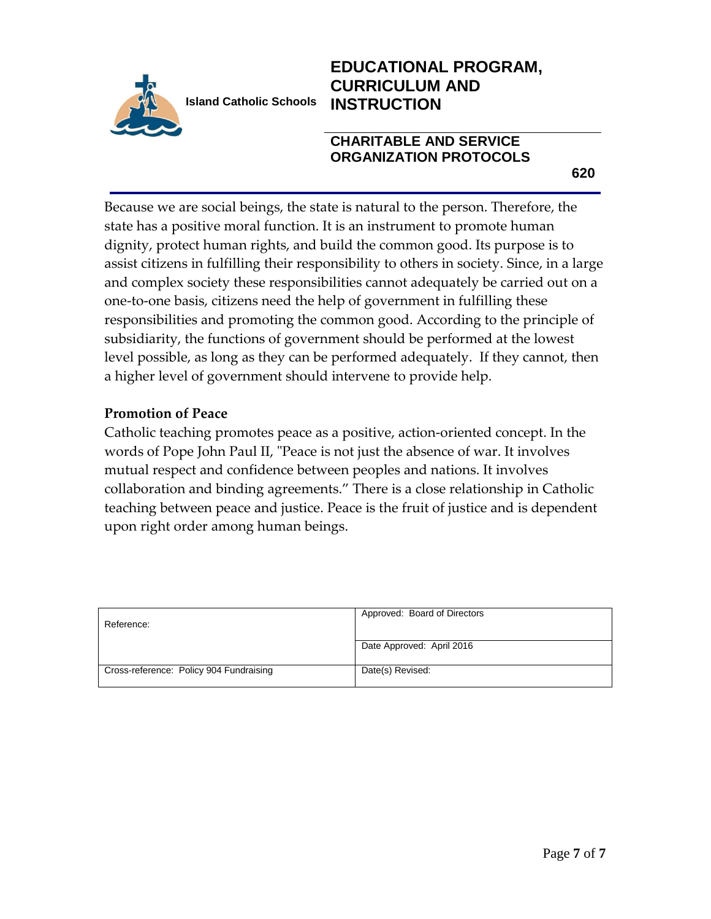Because we are social beings, the state is natural to the person. Therefore, the state has a positive moral function. It is an instrument to promote human dignity, protect human rights, and build the common good. Its purpose is to assist citizens in fulfilling their responsibility to others in society. Since, in a large and complex society these responsibilities cannot adequately be carried out on a one-to-one basis, citizens need the help of government in fulfilling these responsibilities and promoting the common good. According to the principle of subsidiarity, the functions of government should be performed at the lowest level possible, as long as they can be performed adequately. If they cannot, then a higher level of government should intervene to provide help.

### Promotion of Peace

Catholic teaching promotes peace as a positive, action-oriented concept. In the words of Pope John Paul II, "Peace is not just the absence of war. It involves mutual respect and confidence between peoples and nations. It involves collaboration and binding agreements." There is a close relationship in Catholic teaching between peace and justice. Peace is the fruit of justice and is dependent upon right order among human beings.

| | |
|---|---|
| Reference: | Approved: Board of Directors |
| | Date Approved: April 2016 |
| Cross-reference: Policy 904 Fundraising | Date(s) Revised: |